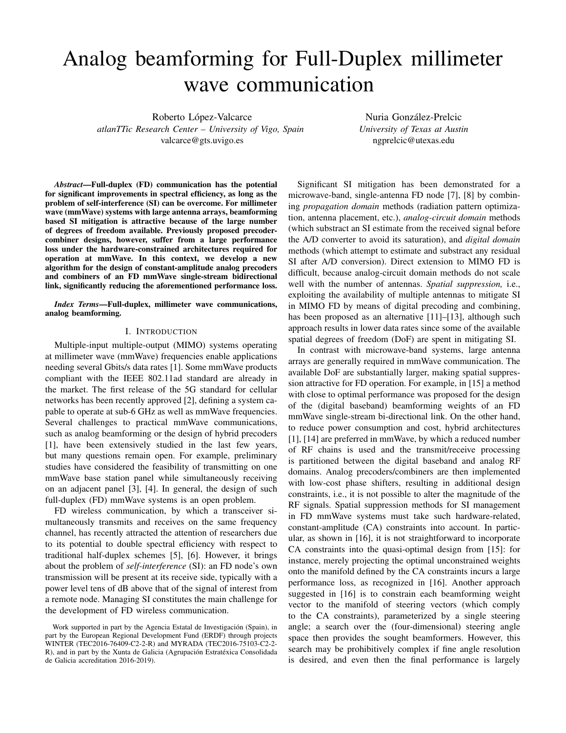# Analog beamforming for Full-Duplex millimeter wave communication

Roberto López-Valcarce
*atlanTTic Research Center – University of Vigo, Spain*
valcarce@gts.uvigo.es

Nuria González-Prelcic
*University of Texas at Austin*
ngprelcic@utexas.edu

***Abstract*—Full-duplex (FD) communication has the potential for significant improvements in spectral efficiency, as long as the problem of self-interference (SI) can be overcome. For millimeter wave (mmWave) systems with large antenna arrays, beamforming based SI mitigation is attractive because of the large number of degrees of freedom available. Previously proposed precoder-combiner designs, however, suffer from a large performance loss under the hardware-constrained architectures required for operation at mmWave. In this context, we develop a new algorithm for the design of constant-amplitude analog precoders and combiners of an FD mmWave single-stream bidirectional link, significantly reducing the aforementioned performance loss.**

***Index Terms*—Full-duplex, millimeter wave communications, analog beamforming.**

## I. Introduction

Multiple-input multiple-output (MIMO) systems operating at millimeter wave (mmWave) frequencies enable applications needing several Gbits/s data rates [1]. Some mmWave products compliant with the IEEE 802.11ad standard are already in the market. The first release of the 5G standard for cellular networks has been recently approved [2], defining a system capable to operate at sub-6 GHz as well as mmWave frequencies. Several challenges to practical mmWave communications, such as analog beamforming or the design of hybrid precoders [1], have been extensively studied in the last few years, but many questions remain open. For example, preliminary studies have considered the feasibility of transmitting on one mmWave base station panel while simultaneously receiving on an adjacent panel [3], [4]. In general, the design of such full-duplex (FD) mmWave systems is an open problem.

FD wireless communication, by which a transceiver simultaneously transmits and receives on the same frequency channel, has recently attracted the attention of researchers due to its potential to double spectral efficiency with respect to traditional half-duplex schemes [5], [6]. However, it brings about the problem of *self-interference* (SI): an FD node's own transmission will be present at its receive side, typically with a power level tens of dB above that of the signal of interest from a remote node. Managing SI constitutes the main challenge for the development of FD wireless communication.

Significant SI mitigation has been demonstrated for a microwave-band, single-antenna FD node [7], [8] by combining *propagation domain* methods (radiation pattern optimization, antenna placement, etc.), *analog-circuit domain* methods (which substract an SI estimate from the received signal before the A/D converter to avoid its saturation), and *digital domain* methods (which attempt to estimate and substract any residual SI after A/D conversion). Direct extension to MIMO FD is difficult, because analog-circuit domain methods do not scale well with the number of antennas. *Spatial suppression,* i.e., exploiting the availability of multiple antennas to mitigate SI in MIMO FD by means of digital precoding and combining, has been proposed as an alternative [11]–[13], although such approach results in lower data rates since some of the available spatial degrees of freedom (DoF) are spent in mitigating SI.

In contrast with microwave-band systems, large antenna arrays are generally required in mmWave communication. The available DoF are substantially larger, making spatial suppression attractive for FD operation. For example, in [15] a method with close to optimal performance was proposed for the design of the (digital baseband) beamforming weights of an FD mmWave single-stream bi-directional link. On the other hand, to reduce power consumption and cost, hybrid architectures [1], [14] are preferred in mmWave, by which a reduced number of RF chains is used and the transmit/receive processing is partitioned between the digital baseband and analog RF domains. Analog precoders/combiners are then implemented with low-cost phase shifters, resulting in additional design constraints, i.e., it is not possible to alter the magnitude of the RF signals. Spatial suppression methods for SI management in FD mmWave systems must take such hardware-related, constant-amplitude (CA) constraints into account. In particular, as shown in [16], it is not straightforward to incorporate CA constraints into the quasi-optimal design from [15]: for instance, merely projecting the optimal unconstrained weights onto the manifold defined by the CA constraints incurs a large performance loss, as recognized in [16]. Another approach suggested in [16] is to constrain each beamforming weight vector to the manifold of steering vectors (which comply to the CA constraints), parameterized by a single steering angle; a search over the (four-dimensional) steering angle space then provides the sought beamformers. However, this search may be prohibitively complex if fine angle resolution is desired, and even then the final performance is largely

Work supported in part by the Agencia Estatal de Investigación (Spain), in part by the European Regional Development Fund (ERDF) through projects WINTER (TEC2016-76409-C2-2-R) and MYRADA (TEC2016-75103-C2-2-R), and in part by the Xunta de Galicia (Agrupación Estratéxica Consolidada de Galicia accreditation 2016-2019).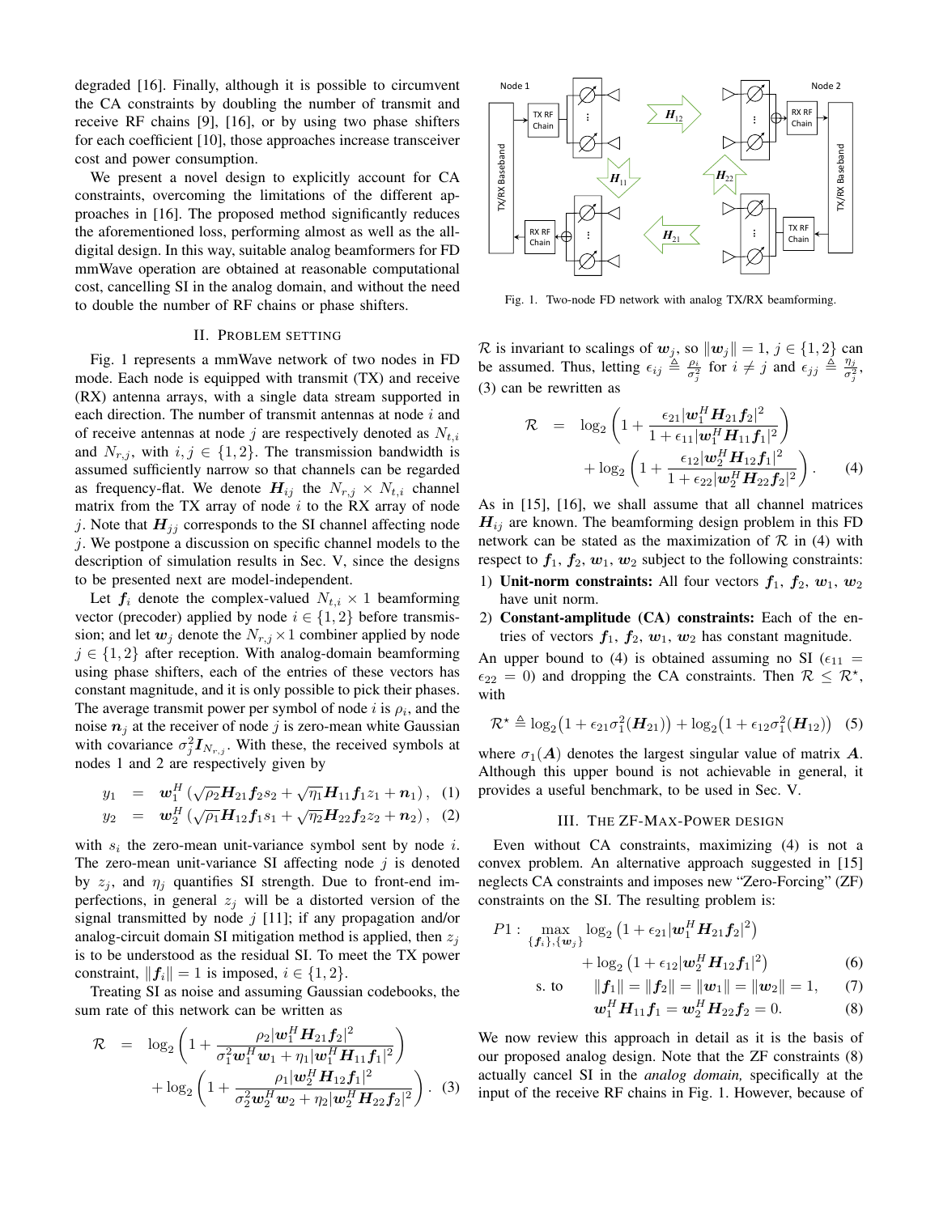degraded [16]. Finally, although it is possible to circumvent the CA constraints by doubling the number of transmit and receive RF chains [9], [16], or by using two phase shifters for each coefficient [10], those approaches increase transceiver cost and power consumption.

We present a novel design to explicitly account for CA constraints, overcoming the limitations of the different approaches in [16]. The proposed method significantly reduces the aforementioned loss, performing almost as well as the all-digital design. In this way, suitable analog beamformers for FD mmWave operation are obtained at reasonable computational cost, cancelling SI in the analog domain, and without the need to double the number of RF chains or phase shifters.

## II. Problem Setting

Fig. 1 represents a mmWave network of two nodes in FD mode. Each node is equipped with transmit (TX) and receive (RX) antenna arrays, with a single data stream supported in each direction. The number of transmit antennas at node $i$ and of receive antennas at node $j$ are respectively denoted as $N_{t,i}$ and $N_{r,j}$, with $i, j \in \{1, 2\}$. The transmission bandwidth is assumed sufficiently narrow so that channels can be regarded as frequency-flat. We denote $\boldsymbol{H}_{ij}$ the $N_{r,j} \times N_{t,i}$ channel matrix from the TX array of node $i$ to the RX array of node $j$. Note that $\boldsymbol{H}_{jj}$ corresponds to the SI channel affecting node $j$. We postpone a discussion on specific channel models to the description of simulation results in Sec. V, since the designs to be presented next are model-independent.

Let $\boldsymbol{f}_i$ denote the complex-valued $N_{t,i} \times 1$ beamforming vector (precoder) applied by node $i \in \{1, 2\}$ before transmission; and let $\boldsymbol{w}_j$ denote the $N_{r,j} \times 1$ combiner applied by node $j \in \{1, 2\}$ after reception. With analog-domain beamforming using phase shifters, each of the entries of these vectors has constant magnitude, and it is only possible to pick their phases. The average transmit power per symbol of node $i$ is $\rho_i$, and the noise $\boldsymbol{n}_j$ at the receiver of node $j$ is zero-mean white Gaussian with covariance $\sigma_j^2 \boldsymbol{I}_{N_{r,j}}$. With these, the received symbols at nodes 1 and 2 are respectively given by

$$y_1 = \boldsymbol{w}_1^H \left(\sqrt{\rho_2}\boldsymbol{H}_{21}\boldsymbol{f}_2 s_2 + \sqrt{\eta_1}\boldsymbol{H}_{11}\boldsymbol{f}_1 z_1 + \boldsymbol{n}_1\right), \quad (1)$$

$$y_2 = \boldsymbol{w}_2^H \left(\sqrt{\rho_1}\boldsymbol{H}_{12}\boldsymbol{f}_1 s_1 + \sqrt{\eta_2}\boldsymbol{H}_{22}\boldsymbol{f}_2 z_2 + \boldsymbol{n}_2\right), \quad (2)$$

with $s_i$ the zero-mean unit-variance symbol sent by node $i$. The zero-mean unit-variance SI affecting node $j$ is denoted by $z_j$, and $\eta_j$ quantifies SI strength. Due to front-end imperfections, in general $z_j$ will be a distorted version of the signal transmitted by node $j$ [11]; if any propagation and/or analog-circuit domain SI mitigation method is applied, then $z_j$ is to be understood as the residual SI. To meet the TX power constraint, $\|\boldsymbol{f}_i\| = 1$ is imposed, $i \in \{1, 2\}$.

Treating SI as noise and assuming Gaussian codebooks, the sum rate of this network can be written as

$$\begin{aligned}\mathcal{R} &= \log_2\left(1 + \frac{\rho_2|\boldsymbol{w}_1^H\boldsymbol{H}_{21}\boldsymbol{f}_2|^2}{\sigma_1^2\boldsymbol{w}_1^H\boldsymbol{w}_1 + \eta_1|\boldsymbol{w}_1^H\boldsymbol{H}_{11}\boldsymbol{f}_1|^2}\right) \\ &\quad + \log_2\left(1 + \frac{\rho_1|\boldsymbol{w}_2^H\boldsymbol{H}_{12}\boldsymbol{f}_1|^2}{\sigma_2^2\boldsymbol{w}_2^H\boldsymbol{w}_2 + \eta_2|\boldsymbol{w}_2^H\boldsymbol{H}_{22}\boldsymbol{f}_2|^2}\right). \quad (3)\end{aligned}$$

Fig. 1. Two-node FD network with analog TX/RX beamforming.

$\mathcal{R}$ is invariant to scalings of $\boldsymbol{w}_j$, so $\|\boldsymbol{w}_j\| = 1$, $j \in \{1, 2\}$ can be assumed. Thus, letting $\epsilon_{ij} \triangleq \frac{\rho_i}{\sigma_j^2}$ for $i \neq j$ and $\epsilon_{jj} \triangleq \frac{\eta_j}{\sigma_j^2}$, (3) can be rewritten as

$$\begin{aligned}\mathcal{R} &= \log_2\left(1 + \frac{\epsilon_{21}|\boldsymbol{w}_1^H\boldsymbol{H}_{21}\boldsymbol{f}_2|^2}{1 + \epsilon_{11}|\boldsymbol{w}_1^H\boldsymbol{H}_{11}\boldsymbol{f}_1|^2}\right) \\ &\quad + \log_2\left(1 + \frac{\epsilon_{12}|\boldsymbol{w}_2^H\boldsymbol{H}_{12}\boldsymbol{f}_1|^2}{1 + \epsilon_{22}|\boldsymbol{w}_2^H\boldsymbol{H}_{22}\boldsymbol{f}_2|^2}\right). \quad (4)\end{aligned}$$

As in [15], [16], we shall assume that all channel matrices $\boldsymbol{H}_{ij}$ are known. The beamforming design problem in this FD network can be stated as the maximization of $\mathcal{R}$ in (4) with respect to $\boldsymbol{f}_1$, $\boldsymbol{f}_2$, $\boldsymbol{w}_1$, $\boldsymbol{w}_2$ subject to the following constraints:

1) **Unit-norm constraints:** All four vectors $\boldsymbol{f}_1$, $\boldsymbol{f}_2$, $\boldsymbol{w}_1$, $\boldsymbol{w}_2$ have unit norm.
2) **Constant-amplitude (CA) constraints:** Each of the entries of vectors $\boldsymbol{f}_1$, $\boldsymbol{f}_2$, $\boldsymbol{w}_1$, $\boldsymbol{w}_2$ has constant magnitude.

An upper bound to (4) is obtained assuming no SI ($\epsilon_{11} = \epsilon_{22} = 0$) and dropping the CA constraints. Then $\mathcal{R} \leq \mathcal{R}^\star$, with

$$\mathcal{R}^\star \triangleq \log_2\big(1 + \epsilon_{21}\sigma_1^2(\boldsymbol{H}_{21})\big) + \log_2\big(1 + \epsilon_{12}\sigma_1^2(\boldsymbol{H}_{12})\big) \quad (5)$$

where $\sigma_1(\boldsymbol{A})$ denotes the largest singular value of matrix $\boldsymbol{A}$. Although this upper bound is not achievable in general, it provides a useful benchmark, to be used in Sec. V.

## III. The ZF-Max-Power Design

Even without CA constraints, maximizing (4) is not a convex problem. An alternative approach suggested in [15] neglects CA constraints and imposes new "Zero-Forcing" (ZF) constraints on the SI. The resulting problem is:

$$\begin{aligned}P1: \max_{\{\boldsymbol{f}_i\},\{\boldsymbol{w}_j\}} \; &\log_2\left(1 + \epsilon_{21}|\boldsymbol{w}_1^H\boldsymbol{H}_{21}\boldsymbol{f}_2|^2\right) \\ &+ \log_2\left(1 + \epsilon_{12}|\boldsymbol{w}_2^H\boldsymbol{H}_{12}\boldsymbol{f}_1|^2\right) \quad (6)\\ \text{s. to} \quad &\|\boldsymbol{f}_1\| = \|\boldsymbol{f}_2\| = \|\boldsymbol{w}_1\| = \|\boldsymbol{w}_2\| = 1, \quad (7)\\ &\boldsymbol{w}_1^H\boldsymbol{H}_{11}\boldsymbol{f}_1 = \boldsymbol{w}_2^H\boldsymbol{H}_{22}\boldsymbol{f}_2 = 0. \quad (8)\end{aligned}$$

We now review this approach in detail as it is the basis of our proposed analog design. Note that the ZF constraints (8) actually cancel SI in the *analog domain,* specifically at the input of the receive RF chains in Fig. 1. However, because of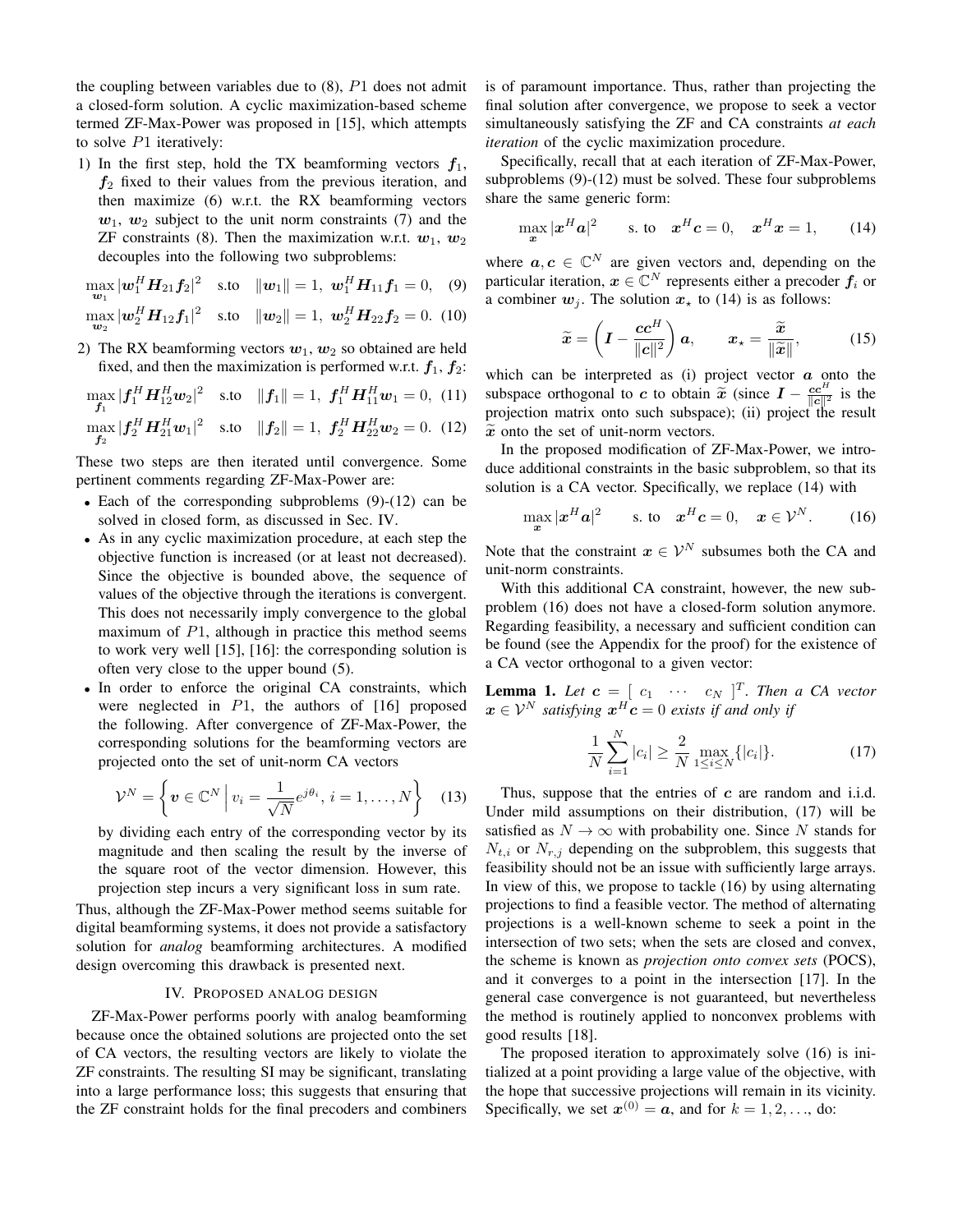the coupling between variables due to (8), $P1$ does not admit a closed-form solution. A cyclic maximization-based scheme termed ZF-Max-Power was proposed in [15], which attempts to solve $P1$ iteratively:

1) In the first step, hold the TX beamforming vectors $\boldsymbol{f}_1$, $\boldsymbol{f}_2$ fixed to their values from the previous iteration, and then maximize (6) w.r.t. the RX beamforming vectors $\boldsymbol{w}_1$, $\boldsymbol{w}_2$ subject to the unit norm constraints (7) and the ZF constraints (8). Then the maximization w.r.t. $\boldsymbol{w}_1$, $\boldsymbol{w}_2$ decouples into the following two subproblems:

$$\max_{\boldsymbol{w}_1} |\boldsymbol{w}_1^H \boldsymbol{H}_{21} \boldsymbol{f}_2|^2 \quad \text{s.to} \quad \|\boldsymbol{w}_1\| = 1,\ \boldsymbol{w}_1^H \boldsymbol{H}_{11} \boldsymbol{f}_1 = 0, \quad (9)$$

$$\max_{\boldsymbol{w}_2} |\boldsymbol{w}_2^H \boldsymbol{H}_{12} \boldsymbol{f}_1|^2 \quad \text{s.to} \quad \|\boldsymbol{w}_2\| = 1,\ \boldsymbol{w}_2^H \boldsymbol{H}_{22} \boldsymbol{f}_2 = 0. \quad (10)$$

2) The RX beamforming vectors $\boldsymbol{w}_1$, $\boldsymbol{w}_2$ so obtained are held fixed, and then the maximization is performed w.r.t. $\boldsymbol{f}_1$, $\boldsymbol{f}_2$:

$$\max_{\boldsymbol{f}_1} |\boldsymbol{f}_1^H \boldsymbol{H}_{12}^H \boldsymbol{w}_2|^2 \quad \text{s.to} \quad \|\boldsymbol{f}_1\| = 1,\ \boldsymbol{f}_1^H \boldsymbol{H}_{11}^H \boldsymbol{w}_1 = 0, \quad (11)$$

$$\max_{\boldsymbol{f}_2} |\boldsymbol{f}_2^H \boldsymbol{H}_{21}^H \boldsymbol{w}_1|^2 \quad \text{s.to} \quad \|\boldsymbol{f}_2\| = 1,\ \boldsymbol{f}_2^H \boldsymbol{H}_{22}^H \boldsymbol{w}_2 = 0. \quad (12)$$

These two steps are then iterated until convergence. Some pertinent comments regarding ZF-Max-Power are:

- Each of the corresponding subproblems (9)-(12) can be solved in closed form, as discussed in Sec. IV.
- As in any cyclic maximization procedure, at each step the objective function is increased (or at least not decreased). Since the objective is bounded above, the sequence of values of the objective through the iterations is convergent. This does not necessarily imply convergence to the global maximum of $P1$, although in practice this method seems to work very well [15], [16]: the corresponding solution is often very close to the upper bound (5).
- In order to enforce the original CA constraints, which were neglected in $P1$, the authors of [16] proposed the following. After convergence of ZF-Max-Power, the corresponding solutions for the beamforming vectors are projected onto the set of unit-norm CA vectors

$$\mathcal{V}^N = \left\{ \boldsymbol{v} \in \mathbb{C}^N \,\Big|\, v_i = \frac{1}{\sqrt{N}} e^{j\theta_i},\ i = 1, \ldots, N \right\} \quad (13)$$

by dividing each entry of the corresponding vector by its magnitude and then scaling the result by the inverse of the square root of the vector dimension. However, this projection step incurs a very significant loss in sum rate.

Thus, although the ZF-Max-Power method seems suitable for digital beamforming systems, it does not provide a satisfactory solution for *analog* beamforming architectures. A modified design overcoming this drawback is presented next.

## IV. Proposed analog design

ZF-Max-Power performs poorly with analog beamforming because once the obtained solutions are projected onto the set of CA vectors, the resulting vectors are likely to violate the ZF constraints. The resulting SI may be significant, translating into a large performance loss; this suggests that ensuring that the ZF constraint holds for the final precoders and combiners is of paramount importance. Thus, rather than projecting the final solution after convergence, we propose to seek a vector simultaneously satisfying the ZF and CA constraints *at each iteration* of the cyclic maximization procedure.

Specifically, recall that at each iteration of ZF-Max-Power, subproblems (9)-(12) must be solved. These four subproblems share the same generic form:

$$\max_{\boldsymbol{x}} |\boldsymbol{x}^H \boldsymbol{a}|^2 \qquad \text{s. to} \quad \boldsymbol{x}^H \boldsymbol{c} = 0, \quad \boldsymbol{x}^H \boldsymbol{x} = 1, \quad (14)$$

where $\boldsymbol{a}, \boldsymbol{c} \in \mathbb{C}^N$ are given vectors and, depending on the particular iteration, $\boldsymbol{x} \in \mathbb{C}^N$ represents either a precoder $\boldsymbol{f}_i$ or a combiner $\boldsymbol{w}_j$. The solution $\boldsymbol{x}_\star$ to (14) is as follows:

$$\widetilde{\boldsymbol{x}} = \left( \boldsymbol{I} - \frac{\boldsymbol{c}\boldsymbol{c}^H}{\|\boldsymbol{c}\|^2} \right) \boldsymbol{a}, \qquad \boldsymbol{x}_\star = \frac{\widetilde{\boldsymbol{x}}}{\|\widetilde{\boldsymbol{x}}\|}, \quad (15)$$

which can be interpreted as (i) project vector $\boldsymbol{a}$ onto the subspace orthogonal to $\boldsymbol{c}$ to obtain $\widetilde{\boldsymbol{x}}$ (since $\boldsymbol{I} - \frac{\boldsymbol{c}\boldsymbol{c}^H}{\|\boldsymbol{c}\|^2}$ is the projection matrix onto such subspace); (ii) project the result $\widetilde{\boldsymbol{x}}$ onto the set of unit-norm vectors.

In the proposed modification of ZF-Max-Power, we introduce additional constraints in the basic subproblem, so that its solution is a CA vector. Specifically, we replace (14) with

$$\max_{\boldsymbol{x}} |\boldsymbol{x}^H \boldsymbol{a}|^2 \qquad \text{s. to} \quad \boldsymbol{x}^H \boldsymbol{c} = 0, \quad \boldsymbol{x} \in \mathcal{V}^N. \quad (16)$$

Note that the constraint $\boldsymbol{x} \in \mathcal{V}^N$ subsumes both the CA and unit-norm constraints.

With this additional CA constraint, however, the new subproblem (16) does not have a closed-form solution anymore. Regarding feasibility, a necessary and sufficient condition can be found (see the Appendix for the proof) for the existence of a CA vector orthogonal to a given vector:

**Lemma 1.** *Let $\boldsymbol{c} = [\ c_1 \ \cdots \ c_N\ ]^T$. Then a CA vector $\boldsymbol{x} \in \mathcal{V}^N$ satisfying $\boldsymbol{x}^H \boldsymbol{c} = 0$ exists if and only if*

$$\frac{1}{N} \sum_{i=1}^{N} |c_i| \geq \frac{2}{N} \max_{1 \leq i \leq N} \{|c_i|\}. \quad (17)$$

Thus, suppose that the entries of $\boldsymbol{c}$ are random and i.i.d. Under mild assumptions on their distribution, (17) will be satisfied as $N \to \infty$ with probability one. Since $N$ stands for $N_{t,i}$ or $N_{r,j}$ depending on the subproblem, this suggests that feasibility should not be an issue with sufficiently large arrays. In view of this, we propose to tackle (16) by using alternating projections to find a feasible vector. The method of alternating projections is a well-known scheme to seek a point in the intersection of two sets; when the sets are closed and convex, the scheme is known as *projection onto convex sets* (POCS), and it converges to a point in the intersection [17]. In the general case convergence is not guaranteed, but nevertheless the method is routinely applied to nonconvex problems with good results [18].

The proposed iteration to approximately solve (16) is initialized at a point providing a large value of the objective, with the hope that successive projections will remain in its vicinity. Specifically, we set $\boldsymbol{x}^{(0)} = \boldsymbol{a}$, and for $k = 1, 2, \ldots$, do: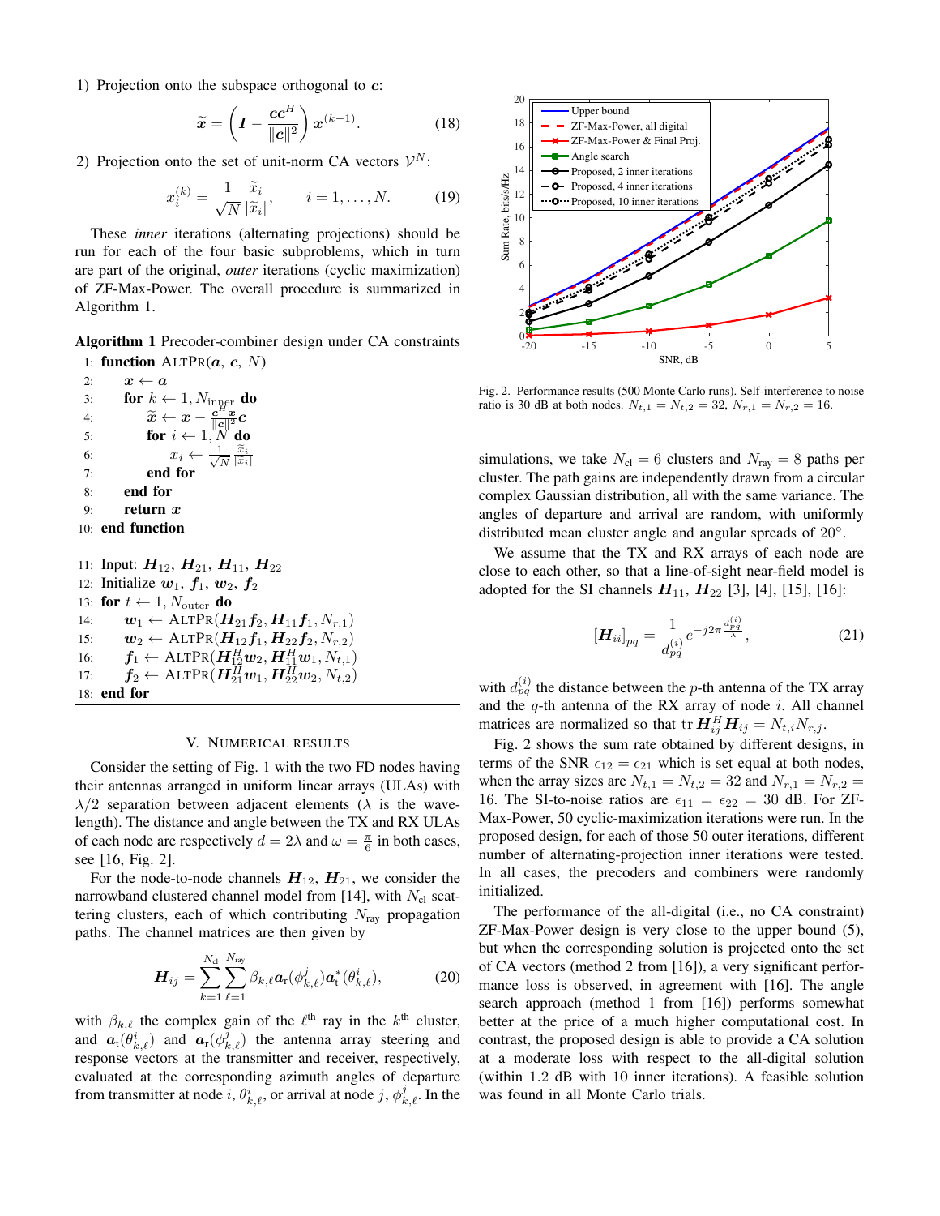1) Projection onto the subspace orthogonal to $\boldsymbol{c}$:

$$\widetilde{\boldsymbol{x}} = \left( \boldsymbol{I} - \frac{\boldsymbol{c}\boldsymbol{c}^H}{\|\boldsymbol{c}\|^2} \right) \boldsymbol{x}^{(k-1)}. \tag{18}$$

2) Projection onto the set of unit-norm CA vectors $\mathcal{V}^N$:

$$x_i^{(k)} = \frac{1}{\sqrt{N}} \frac{\widetilde{x}_i}{|\widetilde{x}_i|}, \qquad i = 1, \ldots, N. \tag{19}$$

These *inner* iterations (alternating projections) should be run for each of the four basic subproblems, which in turn are part of the original, *outer* iterations (cyclic maximization) of ZF-Max-Power. The overall procedure is summarized in Algorithm 1.

**Algorithm 1** Precoder-combiner design under CA constraints

```
1:  function ALTPR(a, c, N)
2:      x ← a
3:      for k ← 1, N_inner do
4:          x̃ ← x − (c^H x / ||c||^2) c
5:          for i ← 1, N do
6:              x_i ← (1/√N) x̃_i / |x̃_i|
7:          end for
8:      end for
9:      return x
10: end function

11: Input: H_12, H_21, H_11, H_22
12: Initialize w_1, f_1, w_2, f_2
13: for t ← 1, N_outer do
14:     w_1 ← ALTPR(H_21 f_2, H_11 f_1, N_{r,1})
15:     w_2 ← ALTPR(H_12 f_1, H_22 f_2, N_{r,2})
16:     f_1 ← ALTPR(H_12^H w_2, H_11^H w_1, N_{t,1})
17:     f_2 ← ALTPR(H_21^H w_1, H_22^H w_2, N_{t,2})
18: end for
```

## V. Numerical results

Consider the setting of Fig. 1 with the two FD nodes having their antennas arranged in uniform linear arrays (ULAs) with $\lambda/2$ separation between adjacent elements ($\lambda$ is the wavelength). The distance and angle between the TX and RX ULAs of each node are respectively $d = 2\lambda$ and $\omega = \frac{\pi}{6}$ in both cases, see [16, Fig. 2].

For the node-to-node channels $\boldsymbol{H}_{12}$, $\boldsymbol{H}_{21}$, we consider the narrowband clustered channel model from [14], with $N_{\text{cl}}$ scattering clusters, each of which contributing $N_{\text{ray}}$ propagation paths. The channel matrices are then given by

$$\boldsymbol{H}_{ij} = \sum_{k=1}^{N_{\text{cl}}} \sum_{\ell=1}^{N_{\text{ray}}} \beta_{k,\ell} \boldsymbol{a}_{\text{r}}(\phi_{k,\ell}^{j}) \boldsymbol{a}_{\text{t}}^{*}(\theta_{k,\ell}^{i}), \tag{20}$$

with $\beta_{k,\ell}$ the complex gain of the $\ell^{\text{th}}$ ray in the $k^{\text{th}}$ cluster, and $\boldsymbol{a}_{\text{t}}(\theta_{k,\ell}^{i})$ and $\boldsymbol{a}_{\text{r}}(\phi_{k,\ell}^{j})$ the antenna array steering and response vectors at the transmitter and receiver, respectively, evaluated at the corresponding azimuth angles of departure from transmitter at node $i$, $\theta_{k,\ell}^{i}$, or arrival at node $j$, $\phi_{k,\ell}^{j}$. In the simulations, we take $N_{\text{cl}} = 6$ clusters and $N_{\text{ray}} = 8$ paths per cluster. The path gains are independently drawn from a circular complex Gaussian distribution, all with the same variance. The angles of departure and arrival are random, with uniformly distributed mean cluster angle and angular spreads of $20°$.

Fig. 2. Performance results (500 Monte Carlo runs). Self-interference to noise ratio is 30 dB at both nodes. $N_{t,1} = N_{t,2} = 32$, $N_{r,1} = N_{r,2} = 16$.

We assume that the TX and RX arrays of each node are close to each other, so that a line-of-sight near-field model is adopted for the SI channels $\boldsymbol{H}_{11}$, $\boldsymbol{H}_{22}$ [3], [4], [15], [16]:

$$[\boldsymbol{H}_{ii}]_{pq} = \frac{1}{d_{pq}^{(i)}} e^{-j2\pi \frac{d_{pq}^{(i)}}{\lambda}}, \tag{21}$$

with $d_{pq}^{(i)}$ the distance between the $p$-th antenna of the TX array and the $q$-th antenna of the RX array of node $i$. All channel matrices are normalized so that $\operatorname{tr} \boldsymbol{H}_{ij}^H \boldsymbol{H}_{ij} = N_{t,i} N_{r,j}$.

Fig. 2 shows the sum rate obtained by different designs, in terms of the SNR $\epsilon_{12} = \epsilon_{21}$ which is set equal at both nodes, when the array sizes are $N_{t,1} = N_{t,2} = 32$ and $N_{r,1} = N_{r,2} = 16$. The SI-to-noise ratios are $\epsilon_{11} = \epsilon_{22} = 30$ dB. For ZF-Max-Power, 50 cyclic-maximization iterations were run. In the proposed design, for each of those 50 outer iterations, different number of alternating-projection inner iterations were tested. In all cases, the precoders and combiners were randomly initialized.

The performance of the all-digital (i.e., no CA constraint) ZF-Max-Power design is very close to the upper bound (5), but when the corresponding solution is projected onto the set of CA vectors (method 2 from [16]), a very significant performance loss is observed, in agreement with [16]. The angle search approach (method 1 from [16]) performs somewhat better at the price of a much higher computational cost. In contrast, the proposed design is able to provide a CA solution at a moderate loss with respect to the all-digital solution (within 1.2 dB with 10 inner iterations). A feasible solution was found in all Monte Carlo trials.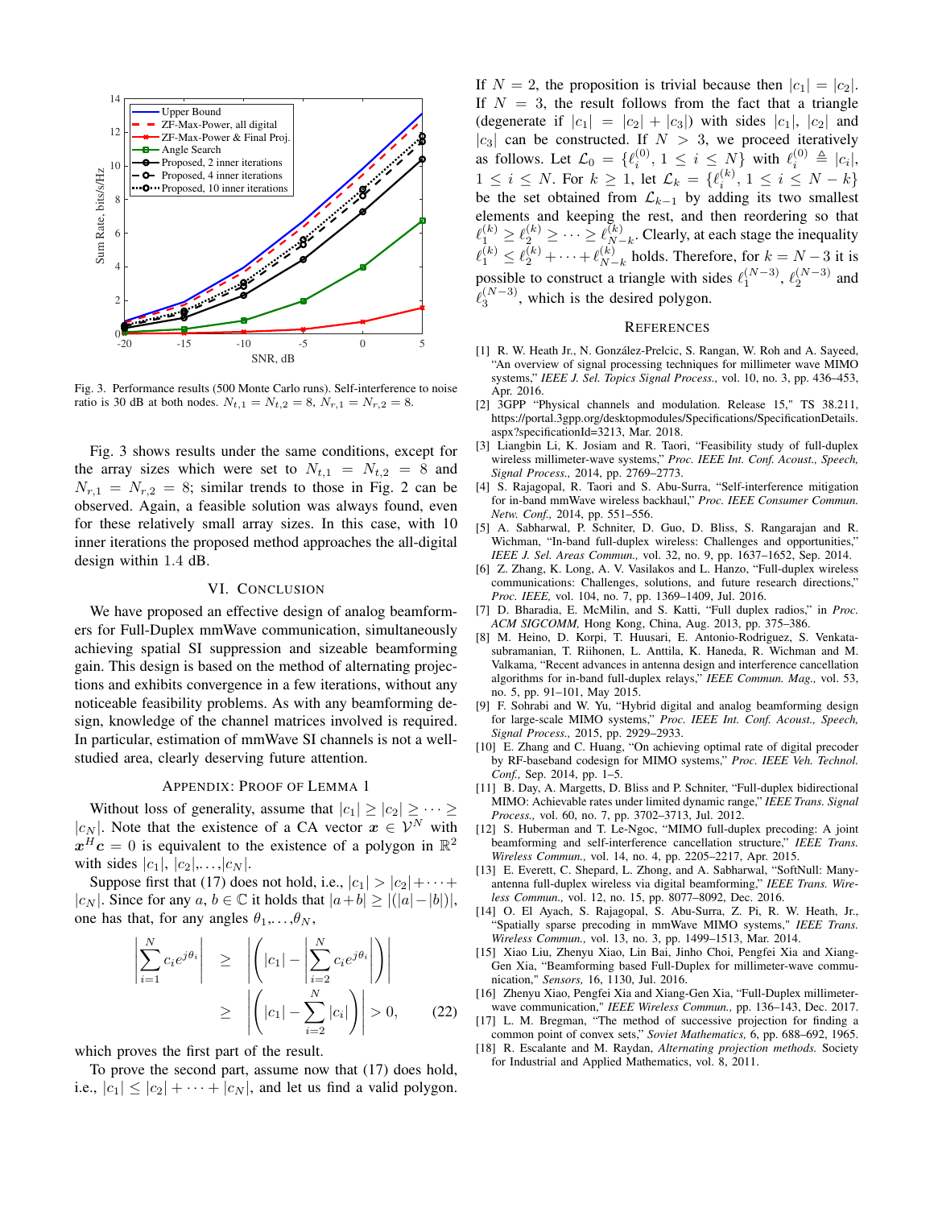14
12
10
8
6
4
2
0

Sum Rate, bits/s/Hz

-20 -15 -10 -5 0 5

SNR, dB

Upper Bound
ZF-Max-Power, all digital
ZF-Max-Power & Final Proj.
Angle Search
Proposed, 2 inner iterations
Proposed, 4 inner iterations
Proposed, 10 inner iterations

Fig. 3. Performance results (500 Monte Carlo runs). Self-interference to noise ratio is 30 dB at both nodes. $N_{t,1} = N_{t,2} = 8$, $N_{r,1} = N_{r,2} = 8$.

Fig. 3 shows results under the same conditions, except for the array sizes which were set to $N_{t,1} = N_{t,2} = 8$ and $N_{r,1} = N_{r,2} = 8$; similar trends to those in Fig. 2 can be observed. Again, a feasible solution was always found, even for these relatively small array sizes. In this case, with 10 inner iterations the proposed method approaches the all-digital design within 1.4 dB.

## VI. Conclusion

We have proposed an effective design of analog beamformers for Full-Duplex mmWave communication, simultaneously achieving spatial SI suppression and sizeable beamforming gain. This design is based on the method of alternating projections and exhibits convergence in a few iterations, without any noticeable feasibility problems. As with any beamforming design, knowledge of the channel matrices involved is required. In particular, estimation of mmWave SI channels is not a well-studied area, clearly deserving future attention.

## Appendix: Proof of Lemma 1

Without loss of generality, assume that $|c_1| \geq |c_2| \geq \cdots \geq |c_N|$. Note that the existence of a CA vector $\boldsymbol{x} \in \mathcal{V}^N$ with $\boldsymbol{x}^H\boldsymbol{c} = 0$ is equivalent to the existence of a polygon in $\mathbb{R}^2$ with sides $|c_1|, |c_2|, \ldots, |c_N|$.

Suppose first that (17) does not hold, i.e., $|c_1| > |c_2| + \cdots + |c_N|$. Since for any $a, b \in \mathbb{C}$ it holds that $|a+b| \geq |(|a|-|b|)|$, one has that, for any angles $\theta_1, \ldots, \theta_N$,

$$
\begin{aligned}
\left|\sum_{i=1}^{N} c_i e^{j\theta_i}\right| &\geq \left|\left(|c_1| - \left|\sum_{i=2}^{N} c_i e^{j\theta_i}\right|\right)\right| \\
&\geq \left|\left(|c_1| - \sum_{i=2}^{N} |c_i|\right)\right| > 0, \qquad (22)
\end{aligned}
$$

which proves the first part of the result.

To prove the second part, assume now that (17) does hold, i.e., $|c_1| \leq |c_2| + \cdots + |c_N|$, and let us find a valid polygon. If $N = 2$, the proposition is trivial because then $|c_1| = |c_2|$. If $N = 3$, the result follows from the fact that a triangle (degenerate if $|c_1| = |c_2| + |c_3|$) with sides $|c_1|$, $|c_2|$ and $|c_3|$ can be constructed. If $N > 3$, we proceed iteratively as follows. Let $\mathcal{L}_0 = \{\ell_i^{(0)}, 1 \leq i \leq N\}$ with $\ell_i^{(0)} \triangleq |c_i|$, $1 \leq i \leq N$. For $k \geq 1$, let $\mathcal{L}_k = \{\ell_i^{(k)}, 1 \leq i \leq N-k\}$ be the set obtained from $\mathcal{L}_{k-1}$ by adding its two smallest elements and keeping the rest, and then reordering so that $\ell_1^{(k)} \geq \ell_2^{(k)} \geq \cdots \geq \ell_{N-k}^{(k)}$. Clearly, at each stage the inequality $\ell_1^{(k)} \leq \ell_2^{(k)} + \cdots + \ell_{N-k}^{(k)}$ holds. Therefore, for $k = N-3$ it is possible to construct a triangle with sides $\ell_1^{(N-3)}$, $\ell_2^{(N-3)}$ and $\ell_3^{(N-3)}$, which is the desired polygon.

## References

[1] R. W. Heath Jr., N. González-Prelcic, S. Rangan, W. Roh and A. Sayeed, "An overview of signal processing techniques for millimeter wave MIMO systems," *IEEE J. Sel. Topics Signal Process.,* vol. 10, no. 3, pp. 436–453, Apr. 2016.

[2] 3GPP "Physical channels and modulation. Release 15," TS 38.211, https://portal.3gpp.org/desktopmodules/Specifications/SpecificationDetails.aspx?specificationId=3213, Mar. 2018.

[3] Liangbin Li, K. Josiam and R. Taori, "Feasibility study of full-duplex wireless millimeter-wave systems," *Proc. IEEE Int. Conf. Acoust., Speech, Signal Process.,* 2014, pp. 2769–2773.

[4] S. Rajagopal, R. Taori and S. Abu-Surra, "Self-interference mitigation for in-band mmWave wireless backhaul," *Proc. IEEE Consumer Commun. Netw. Conf.,* 2014, pp. 551–556.

[5] A. Sabharwal, P. Schniter, D. Guo, D. Bliss, S. Rangarajan and R. Wichman, "In-band full-duplex wireless: Challenges and opportunities," *IEEE J. Sel. Areas Commun.,* vol. 32, no. 9, pp. 1637–1652, Sep. 2014.

[6] Z. Zhang, K. Long, A. V. Vasilakos and L. Hanzo, "Full-duplex wireless communications: Challenges, solutions, and future research directions," *Proc. IEEE,* vol. 104, no. 7, pp. 1369–1409, Jul. 2016.

[7] D. Bharadia, E. McMilin, and S. Katti, "Full duplex radios," in *Proc. ACM SIGCOMM,* Hong Kong, China, Aug. 2013, pp. 375–386.

[8] M. Heino, D. Korpi, T. Huusari, E. Antonio-Rodriguez, S. Venkatasubramanian, T. Riihonen, L. Anttila, K. Haneda, R. Wichman and M. Valkama, "Recent advances in antenna design and interference cancellation algorithms for in-band full-duplex relays," *IEEE Commun. Mag.,* vol. 53, no. 5, pp. 91–101, May 2015.

[9] F. Sohrabi and W. Yu, "Hybrid digital and analog beamforming design for large-scale MIMO systems," *Proc. IEEE Int. Conf. Acoust., Speech, Signal Process.,* 2015, pp. 2929–2933.

[10] E. Zhang and C. Huang, "On achieving optimal rate of digital precoder by RF-baseband codesign for MIMO systems," *Proc. IEEE Veh. Technol. Conf.,* Sep. 2014, pp. 1–5.

[11] B. Day, A. Margetts, D. Bliss and P. Schniter, "Full-duplex bidirectional MIMO: Achievable rates under limited dynamic range," *IEEE Trans. Signal Process.,* vol. 60, no. 7, pp. 3702–3713, Jul. 2012.

[12] S. Huberman and T. Le-Ngoc, "MIMO full-duplex precoding: A joint beamforming and self-interference cancellation structure," *IEEE Trans. Wireless Commun.,* vol. 14, no. 4, pp. 2205–2217, Apr. 2015.

[13] E. Everett, C. Shepard, L. Zhong, and A. Sabharwal, "SoftNull: Many-antenna full-duplex wireless via digital beamforming," *IEEE Trans. Wireless Commun.,* vol. 12, no. 15, pp. 8077–8092, Dec. 2016.

[14] O. El Ayach, S. Rajagopal, S. Abu-Surra, Z. Pi, R. W. Heath, Jr., "Spatially sparse precoding in mmWave MIMO systems," *IEEE Trans. Wireless Commun.,* vol. 13, no. 3, pp. 1499–1513, Mar. 2014.

[15] Xiao Liu, Zhenyu Xiao, Lin Bai, Jinho Choi, Pengfei Xia and Xiang-Gen Xia, "Beamforming based Full-Duplex for millimeter-wave communication," *Sensors,* 16, 1130, Jul. 2016.

[16] Zhenyu Xiao, Pengfei Xia and Xiang-Gen Xia, "Full-Duplex millimeter-wave communication," *IEEE Wireless Commun.,* pp. 136–143, Dec. 2017.

[17] L. M. Bregman, "The method of successive projection for finding a common point of convex sets," *Soviet Mathematics,* 6, pp. 688–692, 1965.

[18] R. Escalante and M. Raydan, *Alternating projection methods.* Society for Industrial and Applied Mathematics, vol. 8, 2011.